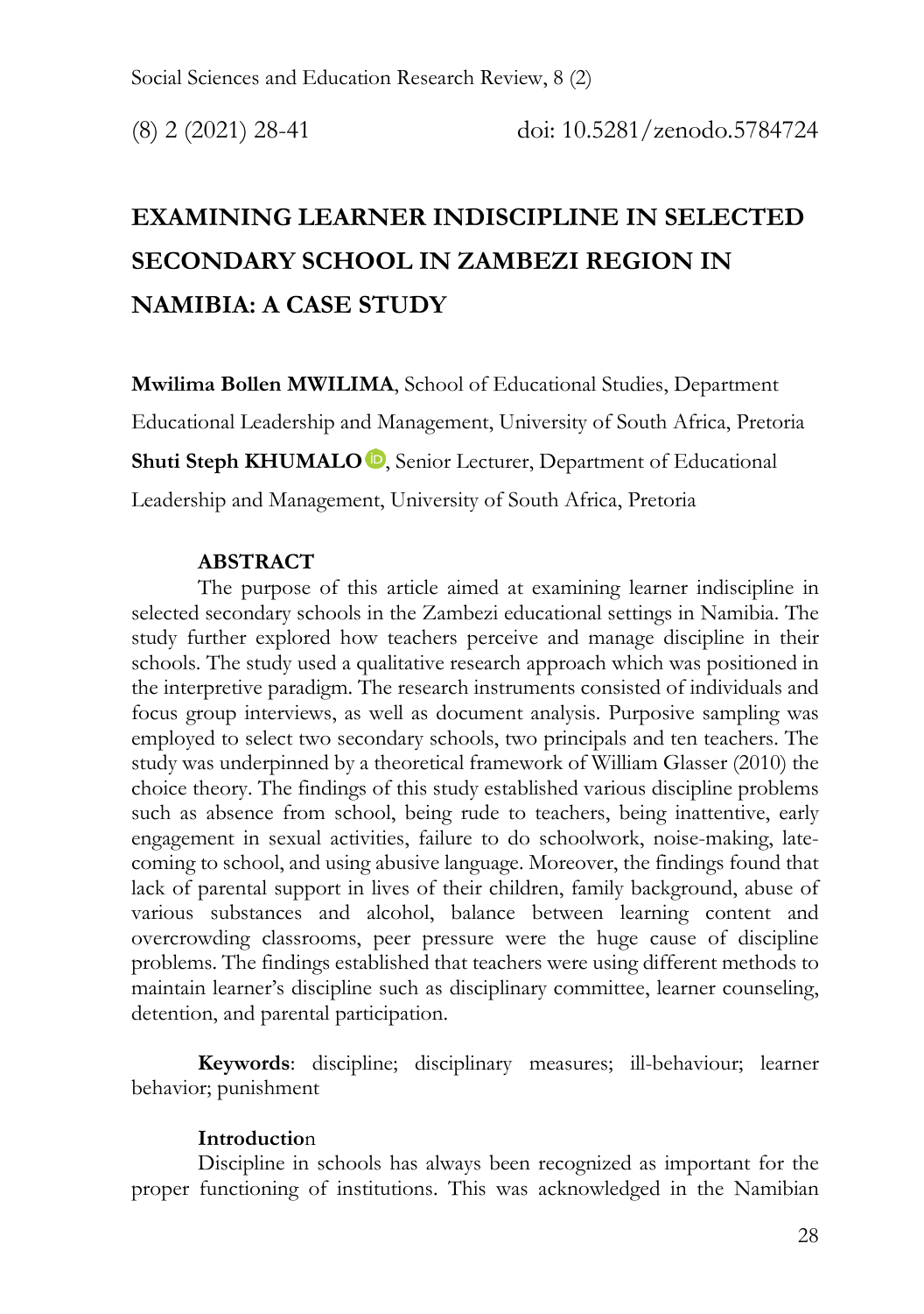# EXAMINING LEARNER INDISCIPLINE IN SELECTED SECONDARY SCHOOL IN ZAMBEZI REGION IN NAMIBIA: A CASE STUDY

**Mwilima Bollen MWILIMA**, School of Educational Studies, Department Educational Leadership and Management, University of South Africa, Pretoria

**Shuti Steph KHUMALO**, Senior Lecturer, Department of Educational Leadership and Management, University of South Africa, Pretoria

## ABSTRACT

The purpose of this article aimed at examining learner indiscipline in selected secondary schools in the Zambezi educational settings in Namibia. The study further explored how teachers perceive and manage discipline in their schools. The study used a qualitative research approach which was positioned in the interpretive paradigm. The research instruments consisted of individuals and focus group interviews, as well as document analysis. Purposive sampling was employed to select two secondary schools, two principals and ten teachers. The study was underpinned by a theoretical framework of William Glasser (2010) the choice theory. The findings of this study established various discipline problems such as absence from school, being rude to teachers, being inattentive, early engagement in sexual activities, failure to do schoolwork, noise-making, late-coming to school, and using abusive language. Moreover, the findings found that lack of parental support in lives of their children, family background, abuse of various substances and alcohol, balance between learning content and overcrowding classrooms, peer pressure were the huge cause of discipline problems. The findings established that teachers were using different methods to maintain learner's discipline such as disciplinary committee, learner counseling, detention, and parental participation.

**Keywords**: discipline; disciplinary measures; ill-behaviour; learner behavior; punishment

## Introduction

Discipline in schools has always been recognized as important for the proper functioning of institutions. This was acknowledged in the Namibian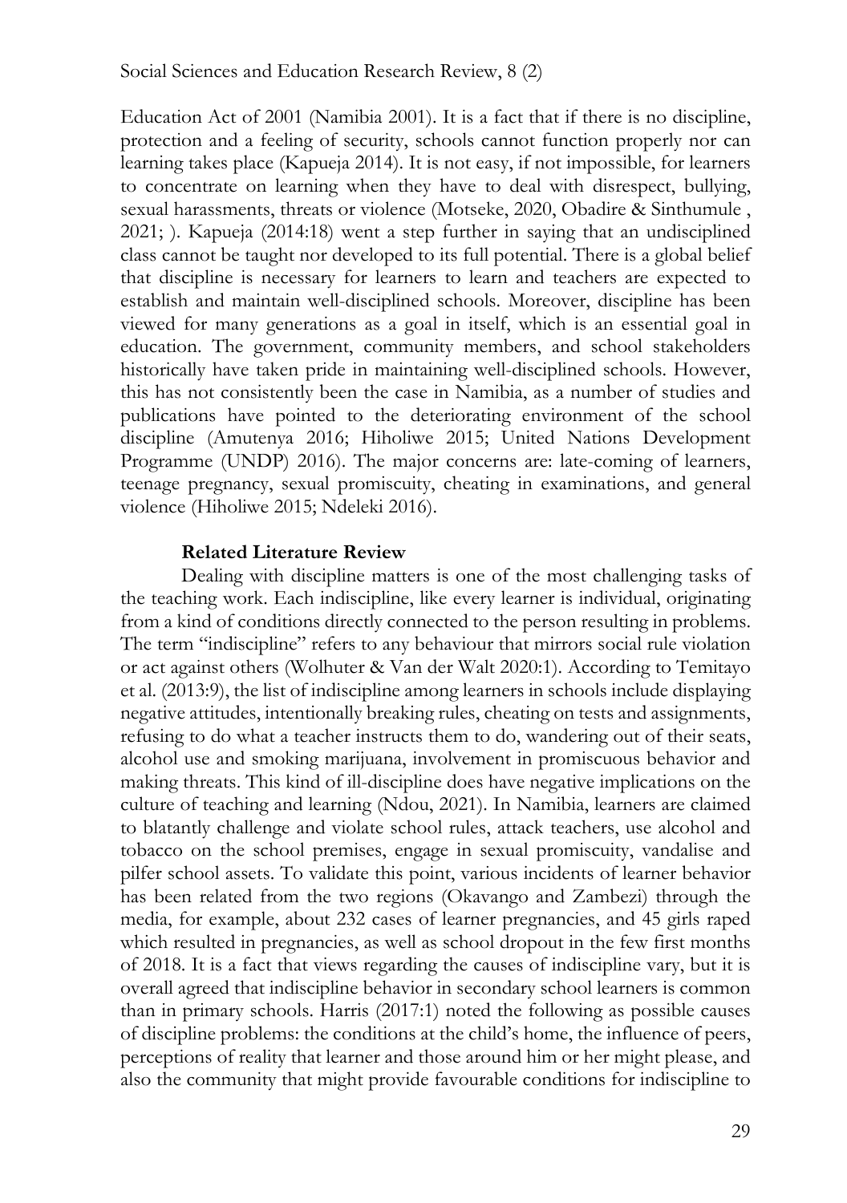Education Act of 2001 (Namibia 2001). It is a fact that if there is no discipline, protection and a feeling of security, schools cannot function properly nor can learning takes place (Kapueja 2014). It is not easy, if not impossible, for learners to concentrate on learning when they have to deal with disrespect, bullying, sexual harassments, threats or violence (Motseke, 2020, Obadire & Sinthumule , 2021; ). Kapueja (2014:18) went a step further in saying that an undisciplined class cannot be taught nor developed to its full potential. There is a global belief that discipline is necessary for learners to learn and teachers are expected to establish and maintain well-disciplined schools. Moreover, discipline has been viewed for many generations as a goal in itself, which is an essential goal in education. The government, community members, and school stakeholders historically have taken pride in maintaining well-disciplined schools. However, this has not consistently been the case in Namibia, as a number of studies and publications have pointed to the deteriorating environment of the school discipline (Amutenya 2016; Hiholiwe 2015; United Nations Development Programme (UNDP) 2016). The major concerns are: late-coming of learners, teenage pregnancy, sexual promiscuity, cheating in examinations, and general violence (Hiholiwe 2015; Ndeleki 2016).

## Related Literature Review

Dealing with discipline matters is one of the most challenging tasks of the teaching work. Each indiscipline, like every learner is individual, originating from a kind of conditions directly connected to the person resulting in problems. The term "indiscipline" refers to any behaviour that mirrors social rule violation or act against others (Wolhuter & Van der Walt 2020:1). According to Temitayo et al. (2013:9), the list of indiscipline among learners in schools include displaying negative attitudes, intentionally breaking rules, cheating on tests and assignments, refusing to do what a teacher instructs them to do, wandering out of their seats, alcohol use and smoking marijuana, involvement in promiscuous behavior and making threats. This kind of ill-discipline does have negative implications on the culture of teaching and learning (Ndou, 2021). In Namibia, learners are claimed to blatantly challenge and violate school rules, attack teachers, use alcohol and tobacco on the school premises, engage in sexual promiscuity, vandalise and pilfer school assets. To validate this point, various incidents of learner behavior has been related from the two regions (Okavango and Zambezi) through the media, for example, about 232 cases of learner pregnancies, and 45 girls raped which resulted in pregnancies, as well as school dropout in the few first months of 2018. It is a fact that views regarding the causes of indiscipline vary, but it is overall agreed that indiscipline behavior in secondary school learners is common than in primary schools. Harris (2017:1) noted the following as possible causes of discipline problems: the conditions at the child's home, the influence of peers, perceptions of reality that learner and those around him or her might please, and also the community that might provide favourable conditions for indiscipline to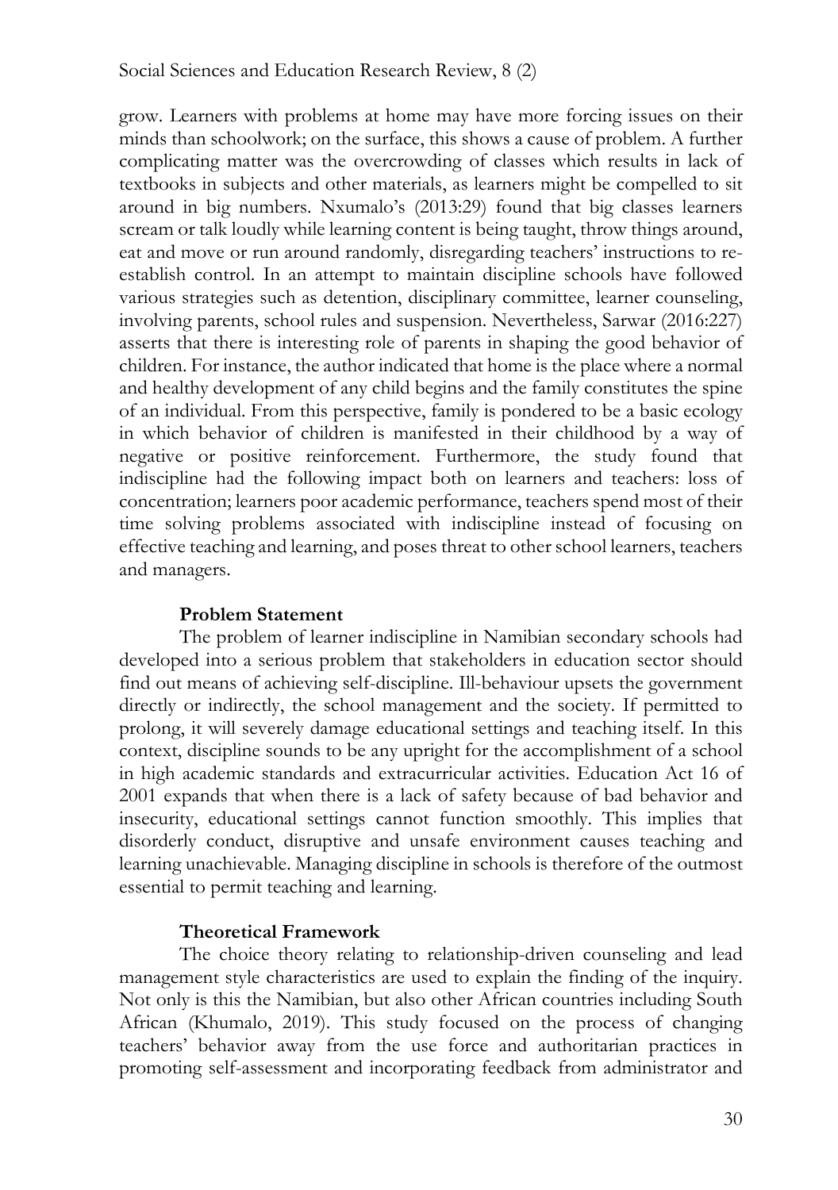grow. Learners with problems at home may have more forcing issues on their minds than schoolwork; on the surface, this shows a cause of problem. A further complicating matter was the overcrowding of classes which results in lack of textbooks in subjects and other materials, as learners might be compelled to sit around in big numbers. Nxumalo's (2013:29) found that big classes learners scream or talk loudly while learning content is being taught, throw things around, eat and move or run around randomly, disregarding teachers' instructions to re-establish control. In an attempt to maintain discipline schools have followed various strategies such as detention, disciplinary committee, learner counseling, involving parents, school rules and suspension. Nevertheless, Sarwar (2016:227) asserts that there is interesting role of parents in shaping the good behavior of children. For instance, the author indicated that home is the place where a normal and healthy development of any child begins and the family constitutes the spine of an individual. From this perspective, family is pondered to be a basic ecology in which behavior of children is manifested in their childhood by a way of negative or positive reinforcement. Furthermore, the study found that indiscipline had the following impact both on learners and teachers: loss of concentration; learners poor academic performance, teachers spend most of their time solving problems associated with indiscipline instead of focusing on effective teaching and learning, and poses threat to other school learners, teachers and managers.

## Problem Statement

The problem of learner indiscipline in Namibian secondary schools had developed into a serious problem that stakeholders in education sector should find out means of achieving self-discipline. Ill-behaviour upsets the government directly or indirectly, the school management and the society. If permitted to prolong, it will severely damage educational settings and teaching itself. In this context, discipline sounds to be any upright for the accomplishment of a school in high academic standards and extracurricular activities. Education Act 16 of 2001 expands that when there is a lack of safety because of bad behavior and insecurity, educational settings cannot function smoothly. This implies that disorderly conduct, disruptive and unsafe environment causes teaching and learning unachievable. Managing discipline in schools is therefore of the outmost essential to permit teaching and learning.

## Theoretical Framework

The choice theory relating to relationship-driven counseling and lead management style characteristics are used to explain the finding of the inquiry. Not only is this the Namibian, but also other African countries including South African (Khumalo, 2019). This study focused on the process of changing teachers' behavior away from the use force and authoritarian practices in promoting self-assessment and incorporating feedback from administrator and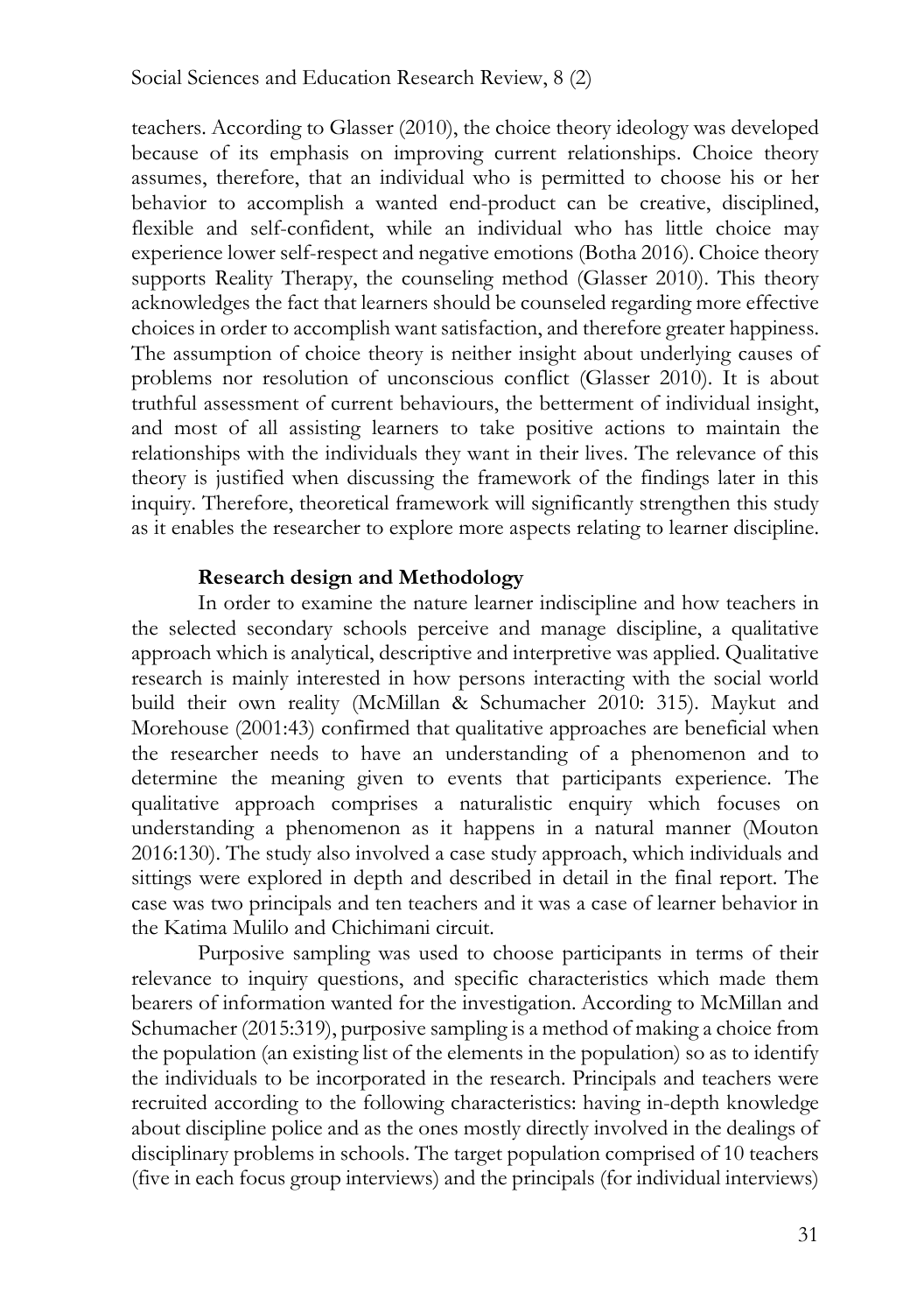teachers. According to Glasser (2010), the choice theory ideology was developed because of its emphasis on improving current relationships. Choice theory assumes, therefore, that an individual who is permitted to choose his or her behavior to accomplish a wanted end-product can be creative, disciplined, flexible and self-confident, while an individual who has little choice may experience lower self-respect and negative emotions (Botha 2016). Choice theory supports Reality Therapy, the counseling method (Glasser 2010). This theory acknowledges the fact that learners should be counseled regarding more effective choices in order to accomplish want satisfaction, and therefore greater happiness. The assumption of choice theory is neither insight about underlying causes of problems nor resolution of unconscious conflict (Glasser 2010). It is about truthful assessment of current behaviours, the betterment of individual insight, and most of all assisting learners to take positive actions to maintain the relationships with the individuals they want in their lives. The relevance of this theory is justified when discussing the framework of the findings later in this inquiry. Therefore, theoretical framework will significantly strengthen this study as it enables the researcher to explore more aspects relating to learner discipline.

## Research design and Methodology

In order to examine the nature learner indiscipline and how teachers in the selected secondary schools perceive and manage discipline, a qualitative approach which is analytical, descriptive and interpretive was applied. Qualitative research is mainly interested in how persons interacting with the social world build their own reality (McMillan & Schumacher 2010: 315). Maykut and Morehouse (2001:43) confirmed that qualitative approaches are beneficial when the researcher needs to have an understanding of a phenomenon and to determine the meaning given to events that participants experience. The qualitative approach comprises a naturalistic enquiry which focuses on understanding a phenomenon as it happens in a natural manner (Mouton 2016:130). The study also involved a case study approach, which individuals and sittings were explored in depth and described in detail in the final report. The case was two principals and ten teachers and it was a case of learner behavior in the Katima Mulilo and Chichimani circuit.

Purposive sampling was used to choose participants in terms of their relevance to inquiry questions, and specific characteristics which made them bearers of information wanted for the investigation. According to McMillan and Schumacher (2015:319), purposive sampling is a method of making a choice from the population (an existing list of the elements in the population) so as to identify the individuals to be incorporated in the research. Principals and teachers were recruited according to the following characteristics: having in-depth knowledge about discipline police and as the ones mostly directly involved in the dealings of disciplinary problems in schools. The target population comprised of 10 teachers (five in each focus group interviews) and the principals (for individual interviews)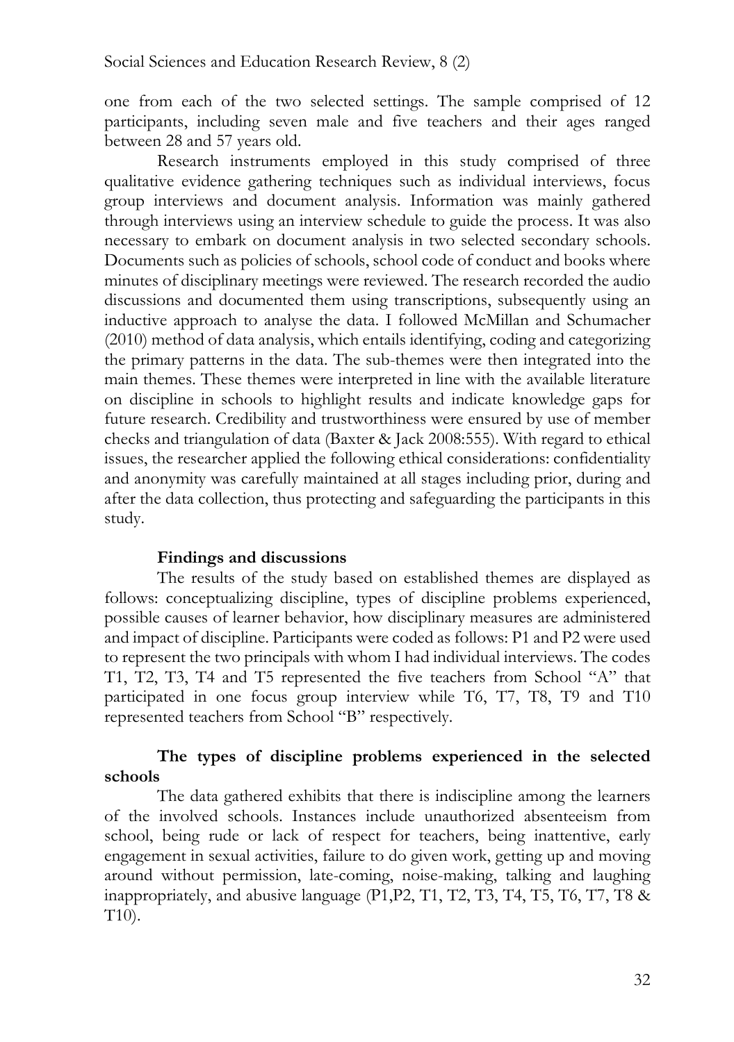one from each of the two selected settings. The sample comprised of 12 participants, including seven male and five teachers and their ages ranged between 28 and 57 years old.

Research instruments employed in this study comprised of three qualitative evidence gathering techniques such as individual interviews, focus group interviews and document analysis. Information was mainly gathered through interviews using an interview schedule to guide the process. It was also necessary to embark on document analysis in two selected secondary schools. Documents such as policies of schools, school code of conduct and books where minutes of disciplinary meetings were reviewed. The research recorded the audio discussions and documented them using transcriptions, subsequently using an inductive approach to analyse the data. I followed McMillan and Schumacher (2010) method of data analysis, which entails identifying, coding and categorizing the primary patterns in the data. The sub-themes were then integrated into the main themes. These themes were interpreted in line with the available literature on discipline in schools to highlight results and indicate knowledge gaps for future research. Credibility and trustworthiness were ensured by use of member checks and triangulation of data (Baxter & Jack 2008:555). With regard to ethical issues, the researcher applied the following ethical considerations: confidentiality and anonymity was carefully maintained at all stages including prior, during and after the data collection, thus protecting and safeguarding the participants in this study.

## Findings and discussions

The results of the study based on established themes are displayed as follows: conceptualizing discipline, types of discipline problems experienced, possible causes of learner behavior, how disciplinary measures are administered and impact of discipline. Participants were coded as follows: P1 and P2 were used to represent the two principals with whom I had individual interviews. The codes T1, T2, T3, T4 and T5 represented the five teachers from School "A" that participated in one focus group interview while T6, T7, T8, T9 and T10 represented teachers from School "B" respectively.

### The types of discipline problems experienced in the selected schools

The data gathered exhibits that there is indiscipline among the learners of the involved schools. Instances include unauthorized absenteeism from school, being rude or lack of respect for teachers, being inattentive, early engagement in sexual activities, failure to do given work, getting up and moving around without permission, late-coming, noise-making, talking and laughing inappropriately, and abusive language (P1,P2, T1, T2, T3, T4, T5, T6, T7, T8 & T10).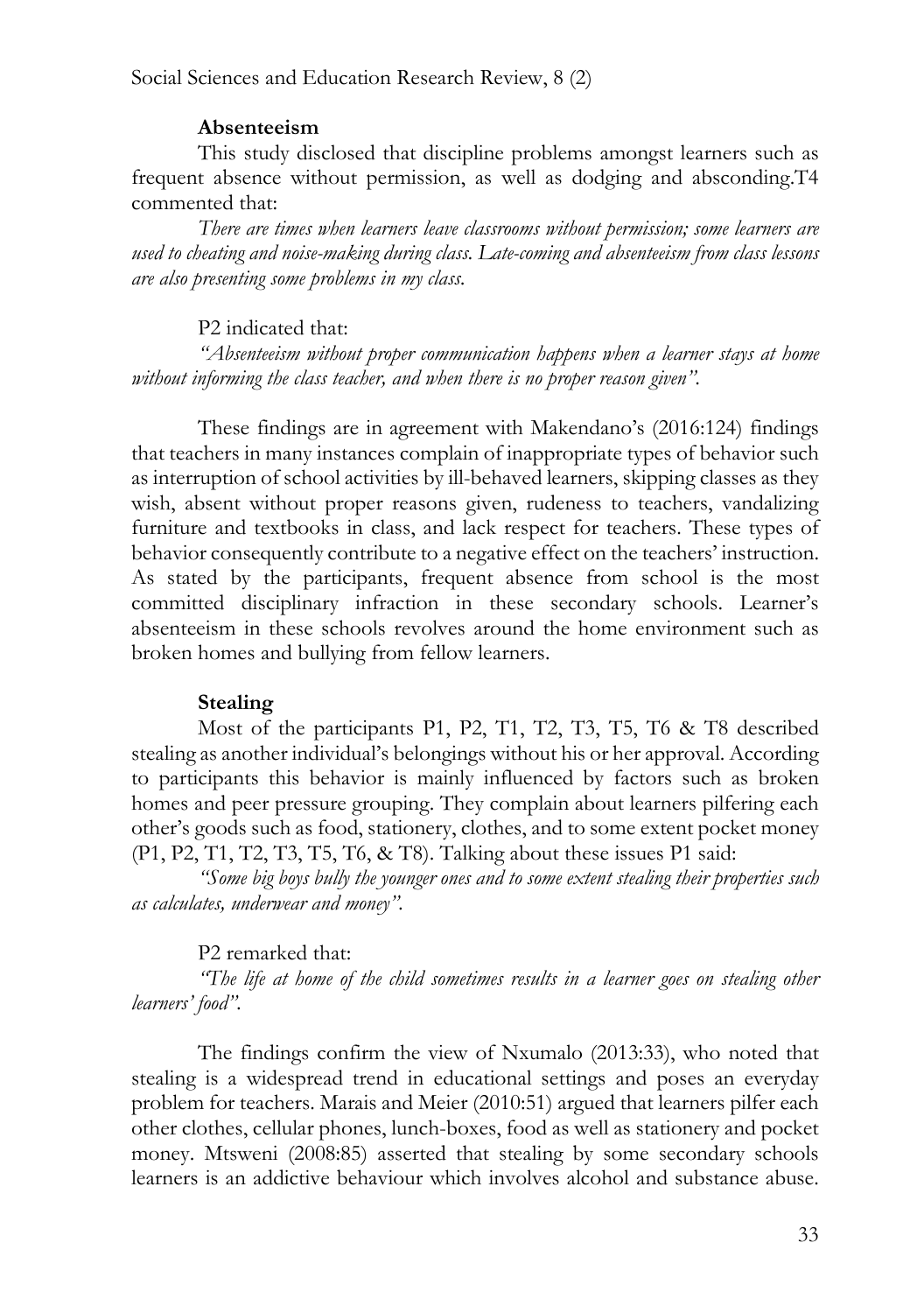### Absenteeism

This study disclosed that discipline problems amongst learners such as frequent absence without permission, as well as dodging and absconding.T4 commented that:

*There are times when learners leave classrooms without permission; some learners are used to cheating and noise-making during class. Late-coming and absenteeism from class lessons are also presenting some problems in my class.*

P2 indicated that:

*"Absenteeism without proper communication happens when a learner stays at home without informing the class teacher, and when there is no proper reason given".*

These findings are in agreement with Makendano's (2016:124) findings that teachers in many instances complain of inappropriate types of behavior such as interruption of school activities by ill-behaved learners, skipping classes as they wish, absent without proper reasons given, rudeness to teachers, vandalizing furniture and textbooks in class, and lack respect for teachers. These types of behavior consequently contribute to a negative effect on the teachers' instruction. As stated by the participants, frequent absence from school is the most committed disciplinary infraction in these secondary schools. Learner's absenteeism in these schools revolves around the home environment such as broken homes and bullying from fellow learners.

### Stealing

Most of the participants P1, P2, T1, T2, T3, T5, T6 & T8 described stealing as another individual's belongings without his or her approval. According to participants this behavior is mainly influenced by factors such as broken homes and peer pressure grouping. They complain about learners pilfering each other's goods such as food, stationery, clothes, and to some extent pocket money (P1, P2, T1, T2, T3, T5, T6, & T8). Talking about these issues P1 said:

*"Some big boys bully the younger ones and to some extent stealing their properties such as calculates, underwear and money".*

P2 remarked that:

*"The life at home of the child sometimes results in a learner goes on stealing other learners' food".*

The findings confirm the view of Nxumalo (2013:33), who noted that stealing is a widespread trend in educational settings and poses an everyday problem for teachers. Marais and Meier (2010:51) argued that learners pilfer each other clothes, cellular phones, lunch-boxes, food as well as stationery and pocket money. Mtsweni (2008:85) asserted that stealing by some secondary schools learners is an addictive behaviour which involves alcohol and substance abuse.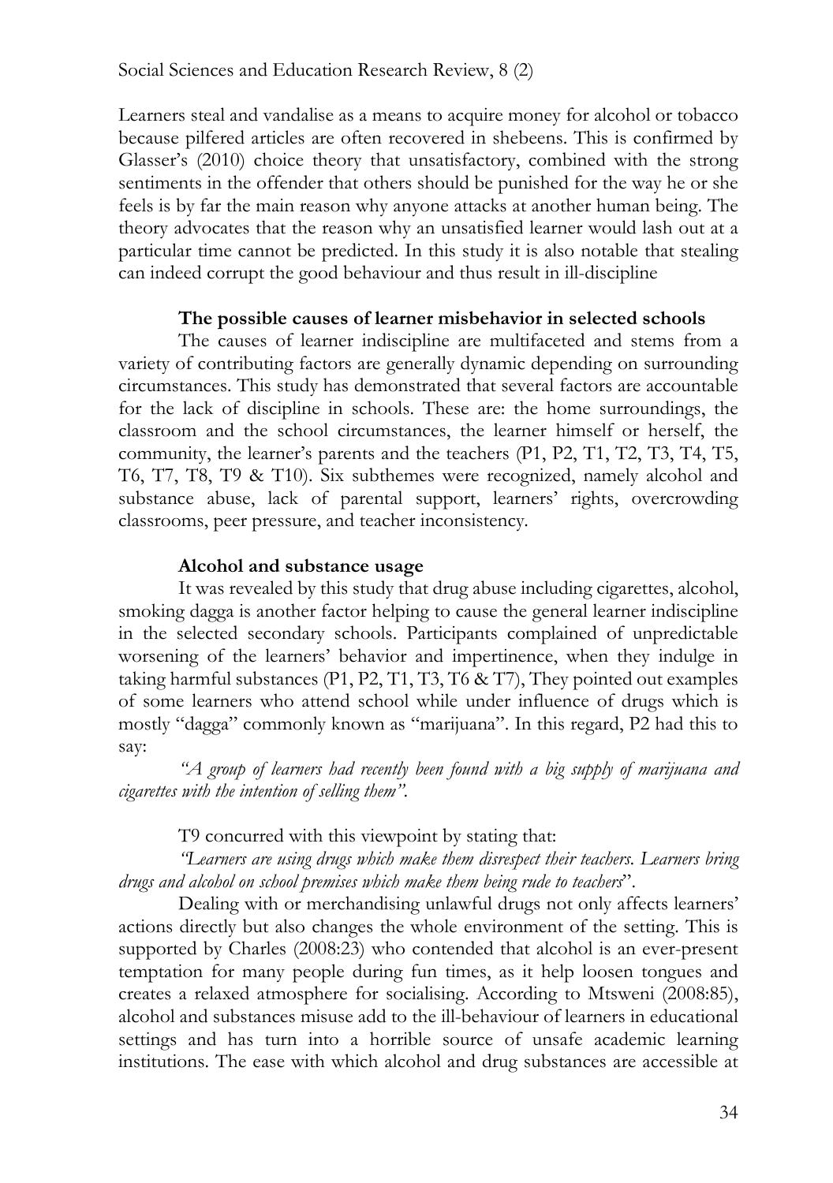Learners steal and vandalise as a means to acquire money for alcohol or tobacco because pilfered articles are often recovered in shebeens. This is confirmed by Glasser's (2010) choice theory that unsatisfactory, combined with the strong sentiments in the offender that others should be punished for the way he or she feels is by far the main reason why anyone attacks at another human being. The theory advocates that the reason why an unsatisfied learner would lash out at a particular time cannot be predicted. In this study it is also notable that stealing can indeed corrupt the good behaviour and thus result in ill-discipline

### The possible causes of learner misbehavior in selected schools

The causes of learner indiscipline are multifaceted and stems from a variety of contributing factors are generally dynamic depending on surrounding circumstances. This study has demonstrated that several factors are accountable for the lack of discipline in schools. These are: the home surroundings, the classroom and the school circumstances, the learner himself or herself, the community, the learner's parents and the teachers (P1, P2, T1, T2, T3, T4, T5, T6, T7, T8, T9 & T10). Six subthemes were recognized, namely alcohol and substance abuse, lack of parental support, learners' rights, overcrowding classrooms, peer pressure, and teacher inconsistency.

### Alcohol and substance usage

It was revealed by this study that drug abuse including cigarettes, alcohol, smoking dagga is another factor helping to cause the general learner indiscipline in the selected secondary schools. Participants complained of unpredictable worsening of the learners' behavior and impertinence, when they indulge in taking harmful substances (P1, P2, T1, T3, T6 & T7), They pointed out examples of some learners who attend school while under influence of drugs which is mostly "dagga" commonly known as "marijuana". In this regard, P2 had this to say:

*"A group of learners had recently been found with a big supply of marijuana and cigarettes with the intention of selling them".*

T9 concurred with this viewpoint by stating that:

*"Learners are using drugs which make them disrespect their teachers. Learners bring drugs and alcohol on school premises which make them being rude to teachers*".

Dealing with or merchandising unlawful drugs not only affects learners' actions directly but also changes the whole environment of the setting. This is supported by Charles (2008:23) who contended that alcohol is an ever-present temptation for many people during fun times, as it help loosen tongues and creates a relaxed atmosphere for socialising. According to Mtsweni (2008:85), alcohol and substances misuse add to the ill-behaviour of learners in educational settings and has turn into a horrible source of unsafe academic learning institutions. The ease with which alcohol and drug substances are accessible at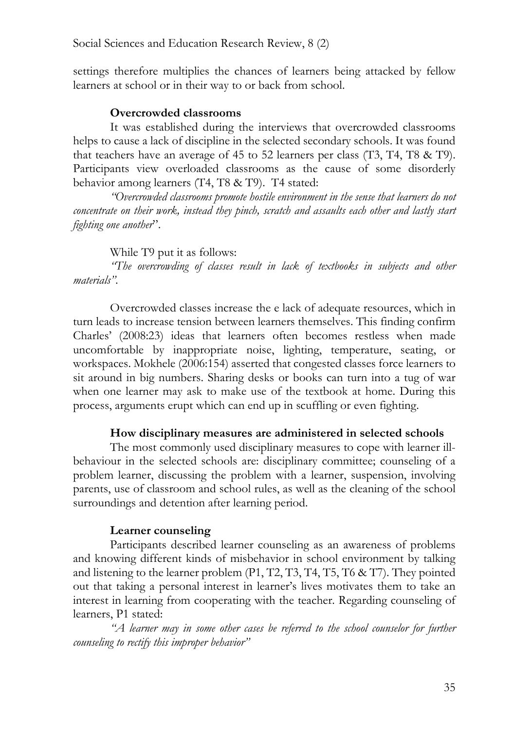settings therefore multiplies the chances of learners being attacked by fellow learners at school or in their way to or back from school.

### Overcrowded classrooms

It was established during the interviews that overcrowded classrooms helps to cause a lack of discipline in the selected secondary schools. It was found that teachers have an average of 45 to 52 learners per class (T3, T4, T8 & T9). Participants view overloaded classrooms as the cause of some disorderly behavior among learners (T4, T8 & T9). T4 stated:

*"Overcrowded classrooms promote hostile environment in the sense that learners do not concentrate on their work, instead they pinch, scratch and assaults each other and lastly start fighting one another*".

While T9 put it as follows:

*"The overcrowding of classes result in lack of textbooks in subjects and other materials".*

Overcrowded classes increase the e lack of adequate resources, which in turn leads to increase tension between learners themselves. This finding confirm Charles' (2008:23) ideas that learners often becomes restless when made uncomfortable by inappropriate noise, lighting, temperature, seating, or workspaces. Mokhele (2006:154) asserted that congested classes force learners to sit around in big numbers. Sharing desks or books can turn into a tug of war when one learner may ask to make use of the textbook at home. During this process, arguments erupt which can end up in scuffling or even fighting.

### How disciplinary measures are administered in selected schools

The most commonly used disciplinary measures to cope with learner ill-behaviour in the selected schools are: disciplinary committee; counseling of a problem learner, discussing the problem with a learner, suspension, involving parents, use of classroom and school rules, as well as the cleaning of the school surroundings and detention after learning period.

### Learner counseling

Participants described learner counseling as an awareness of problems and knowing different kinds of misbehavior in school environment by talking and listening to the learner problem (P1, T2, T3, T4, T5, T6 & T7). They pointed out that taking a personal interest in learner's lives motivates them to take an interest in learning from cooperating with the teacher. Regarding counseling of learners, P1 stated:

*"A learner may in some other cases be referred to the school counselor for further counseling to rectify this improper behavior"*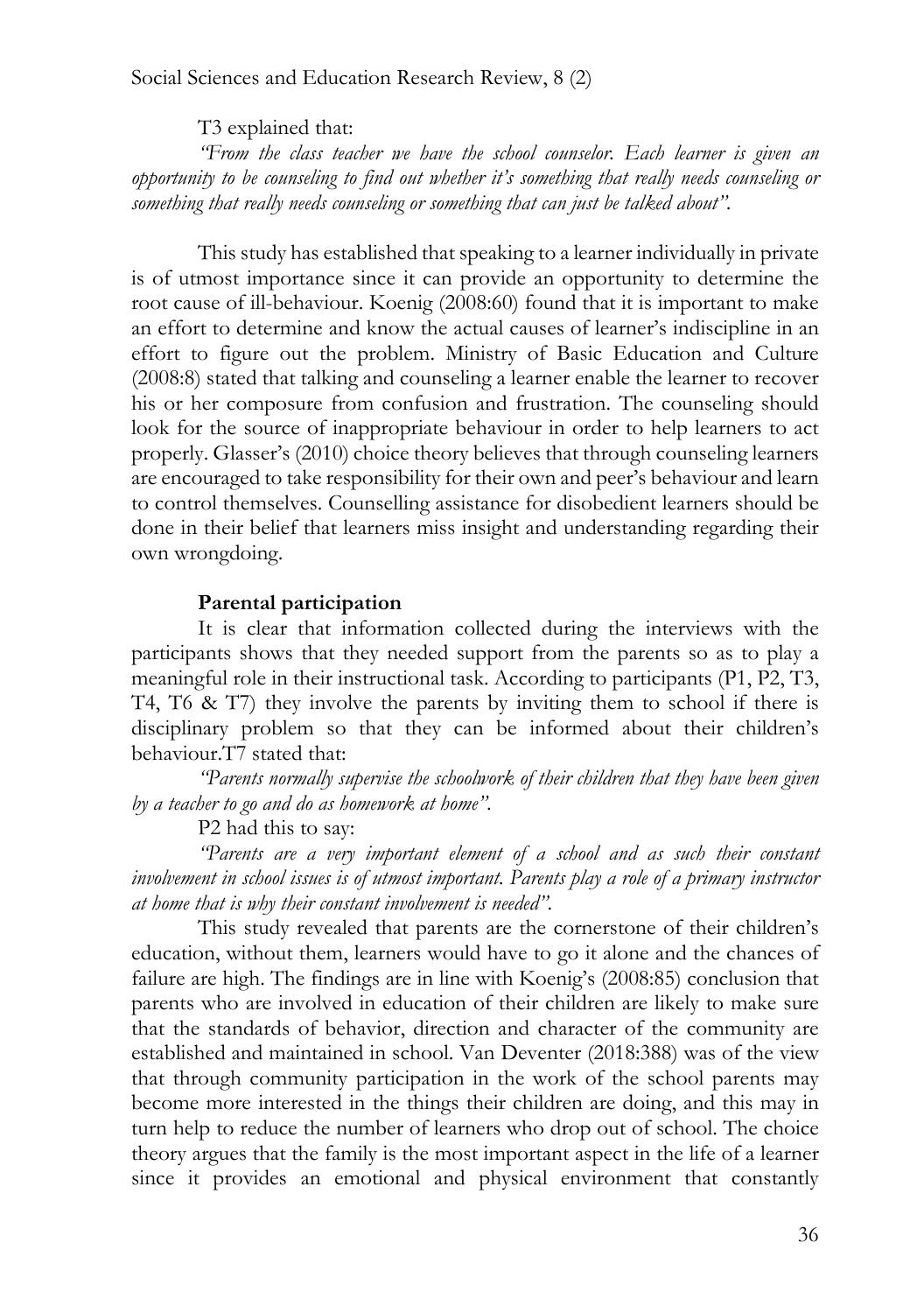T3 explained that:

*"From the class teacher we have the school counselor. Each learner is given an opportunity to be counseling to find out whether it's something that really needs counseling or something that really needs counseling or something that can just be talked about".*

This study has established that speaking to a learner individually in private is of utmost importance since it can provide an opportunity to determine the root cause of ill-behaviour. Koenig (2008:60) found that it is important to make an effort to determine and know the actual causes of learner's indiscipline in an effort to figure out the problem. Ministry of Basic Education and Culture (2008:8) stated that talking and counseling a learner enable the learner to recover his or her composure from confusion and frustration. The counseling should look for the source of inappropriate behaviour in order to help learners to act properly. Glasser's (2010) choice theory believes that through counseling learners are encouraged to take responsibility for their own and peer's behaviour and learn to control themselves. Counselling assistance for disobedient learners should be done in their belief that learners miss insight and understanding regarding their own wrongdoing.

**Parental participation**

It is clear that information collected during the interviews with the participants shows that they needed support from the parents so as to play a meaningful role in their instructional task. According to participants (P1, P2, T3, T4, T6 & T7) they involve the parents by inviting them to school if there is disciplinary problem so that they can be informed about their children's behaviour.T7 stated that:

*"Parents normally supervise the schoolwork of their children that they have been given by a teacher to go and do as homework at home".*

P2 had this to say:

*"Parents are a very important element of a school and as such their constant involvement in school issues is of utmost important. Parents play a role of a primary instructor at home that is why their constant involvement is needed".*

This study revealed that parents are the cornerstone of their children's education, without them, learners would have to go it alone and the chances of failure are high. The findings are in line with Koenig's (2008:85) conclusion that parents who are involved in education of their children are likely to make sure that the standards of behavior, direction and character of the community are established and maintained in school. Van Deventer (2018:388) was of the view that through community participation in the work of the school parents may become more interested in the things their children are doing, and this may in turn help to reduce the number of learners who drop out of school. The choice theory argues that the family is the most important aspect in the life of a learner since it provides an emotional and physical environment that constantly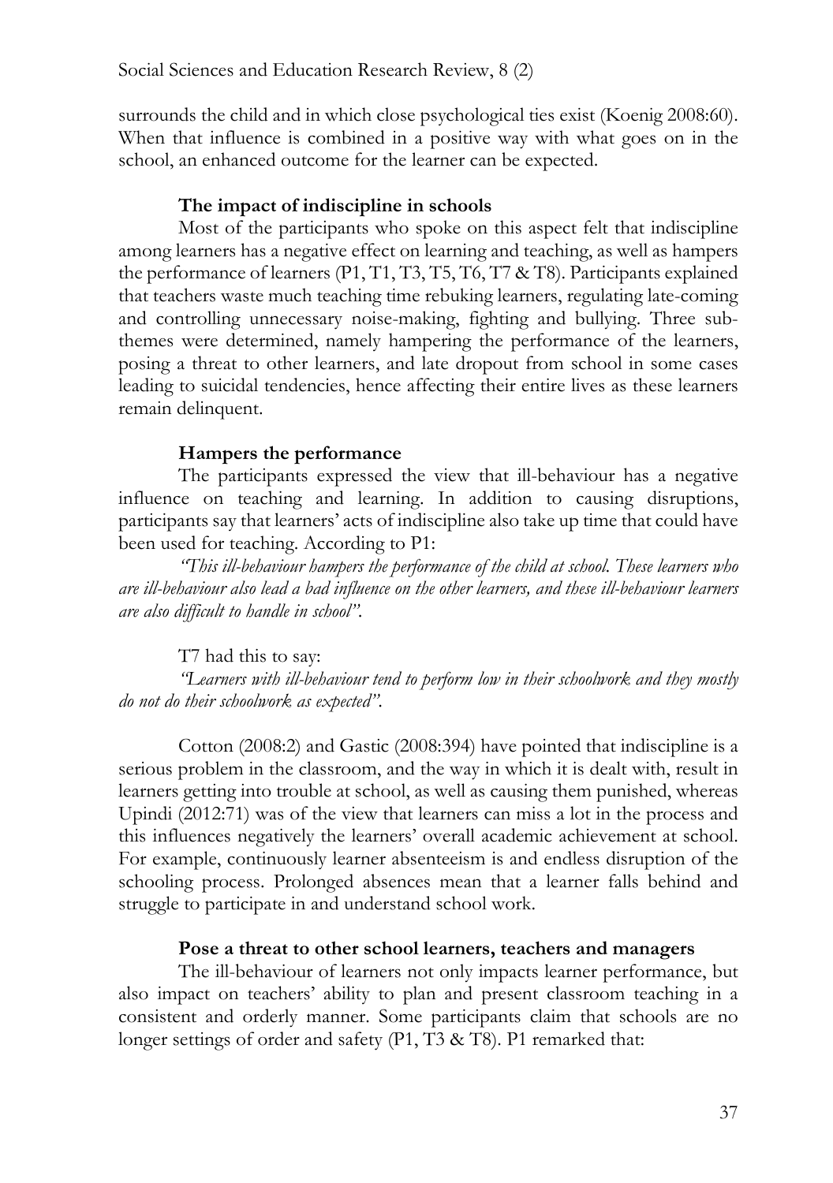surrounds the child and in which close psychological ties exist (Koenig 2008:60). When that influence is combined in a positive way with what goes on in the school, an enhanced outcome for the learner can be expected.

### The impact of indiscipline in schools

Most of the participants who spoke on this aspect felt that indiscipline among learners has a negative effect on learning and teaching, as well as hampers the performance of learners (P1, T1, T3, T5, T6, T7 & T8). Participants explained that teachers waste much teaching time rebuking learners, regulating late-coming and controlling unnecessary noise-making, fighting and bullying. Three sub-themes were determined, namely hampering the performance of the learners, posing a threat to other learners, and late dropout from school in some cases leading to suicidal tendencies, hence affecting their entire lives as these learners remain delinquent.

### Hampers the performance

The participants expressed the view that ill-behaviour has a negative influence on teaching and learning. In addition to causing disruptions, participants say that learners' acts of indiscipline also take up time that could have been used for teaching. According to P1:

*"This ill-behaviour hampers the performance of the child at school. These learners who are ill-behaviour also lead a bad influence on the other learners, and these ill-behaviour learners are also difficult to handle in school".*

T7 had this to say:

*"Learners with ill-behaviour tend to perform low in their schoolwork and they mostly do not do their schoolwork as expected".*

Cotton (2008:2) and Gastic (2008:394) have pointed that indiscipline is a serious problem in the classroom, and the way in which it is dealt with, result in learners getting into trouble at school, as well as causing them punished, whereas Upindi (2012:71) was of the view that learners can miss a lot in the process and this influences negatively the learners' overall academic achievement at school. For example, continuously learner absenteeism is and endless disruption of the schooling process. Prolonged absences mean that a learner falls behind and struggle to participate in and understand school work.

### Pose a threat to other school learners, teachers and managers

The ill-behaviour of learners not only impacts learner performance, but also impact on teachers' ability to plan and present classroom teaching in a consistent and orderly manner. Some participants claim that schools are no longer settings of order and safety (P1, T3 & T8). P1 remarked that: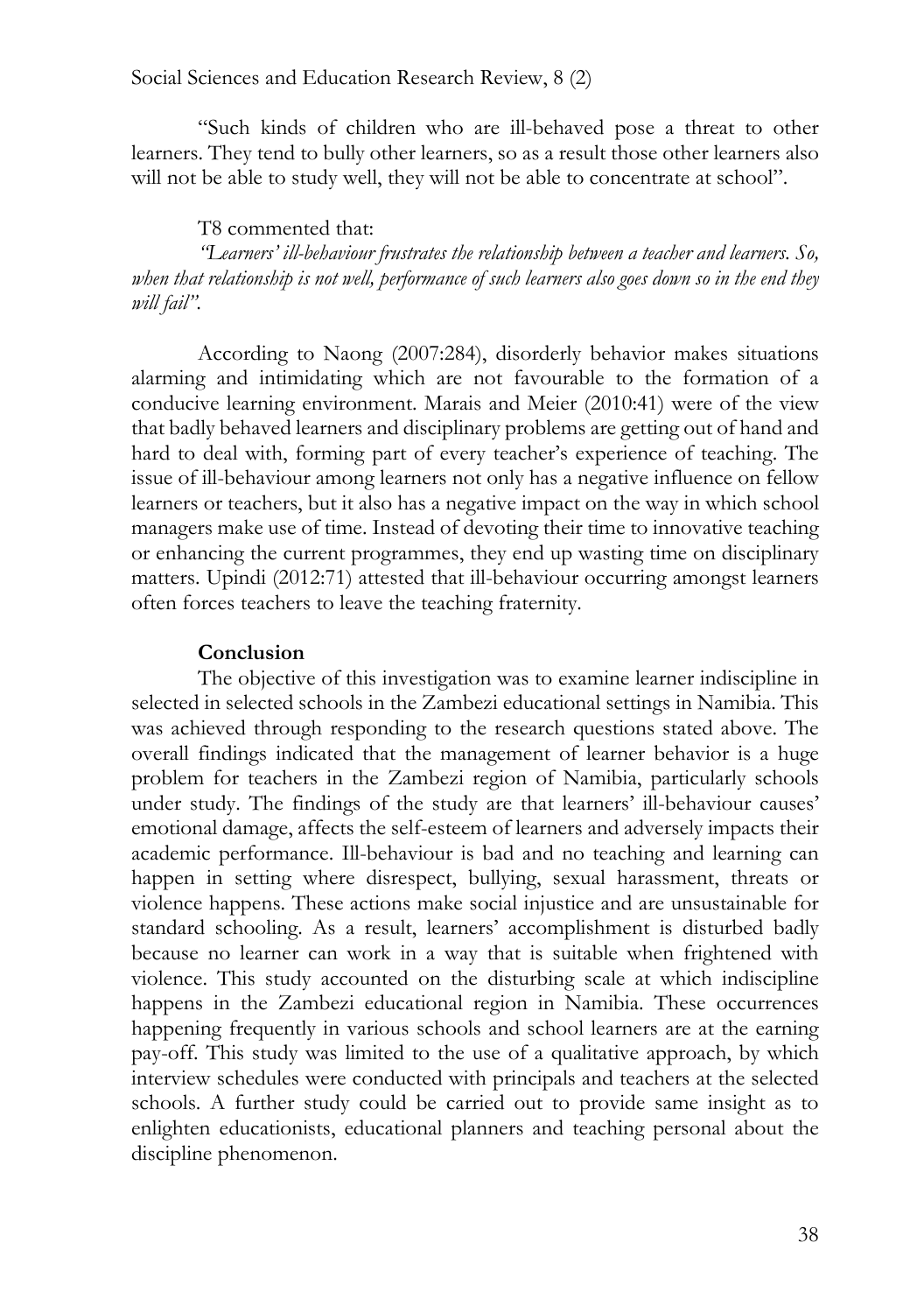"Such kinds of children who are ill-behaved pose a threat to other learners. They tend to bully other learners, so as a result those other learners also will not be able to study well, they will not be able to concentrate at school".

T8 commented that:

*"Learners' ill-behaviour frustrates the relationship between a teacher and learners. So, when that relationship is not well, performance of such learners also goes down so in the end they will fail".*

According to Naong (2007:284), disorderly behavior makes situations alarming and intimidating which are not favourable to the formation of a conducive learning environment. Marais and Meier (2010:41) were of the view that badly behaved learners and disciplinary problems are getting out of hand and hard to deal with, forming part of every teacher's experience of teaching. The issue of ill-behaviour among learners not only has a negative influence on fellow learners or teachers, but it also has a negative impact on the way in which school managers make use of time. Instead of devoting their time to innovative teaching or enhancing the current programmes, they end up wasting time on disciplinary matters. Upindi (2012:71) attested that ill-behaviour occurring amongst learners often forces teachers to leave the teaching fraternity.

**Conclusion**

The objective of this investigation was to examine learner indiscipline in selected in selected schools in the Zambezi educational settings in Namibia. This was achieved through responding to the research questions stated above. The overall findings indicated that the management of learner behavior is a huge problem for teachers in the Zambezi region of Namibia, particularly schools under study. The findings of the study are that learners' ill-behaviour causes' emotional damage, affects the self-esteem of learners and adversely impacts their academic performance. Ill-behaviour is bad and no teaching and learning can happen in setting where disrespect, bullying, sexual harassment, threats or violence happens. These actions make social injustice and are unsustainable for standard schooling. As a result, learners' accomplishment is disturbed badly because no learner can work in a way that is suitable when frightened with violence. This study accounted on the disturbing scale at which indiscipline happens in the Zambezi educational region in Namibia. These occurrences happening frequently in various schools and school learners are at the earning pay-off. This study was limited to the use of a qualitative approach, by which interview schedules were conducted with principals and teachers at the selected schools. A further study could be carried out to provide same insight as to enlighten educationists, educational planners and teaching personal about the discipline phenomenon.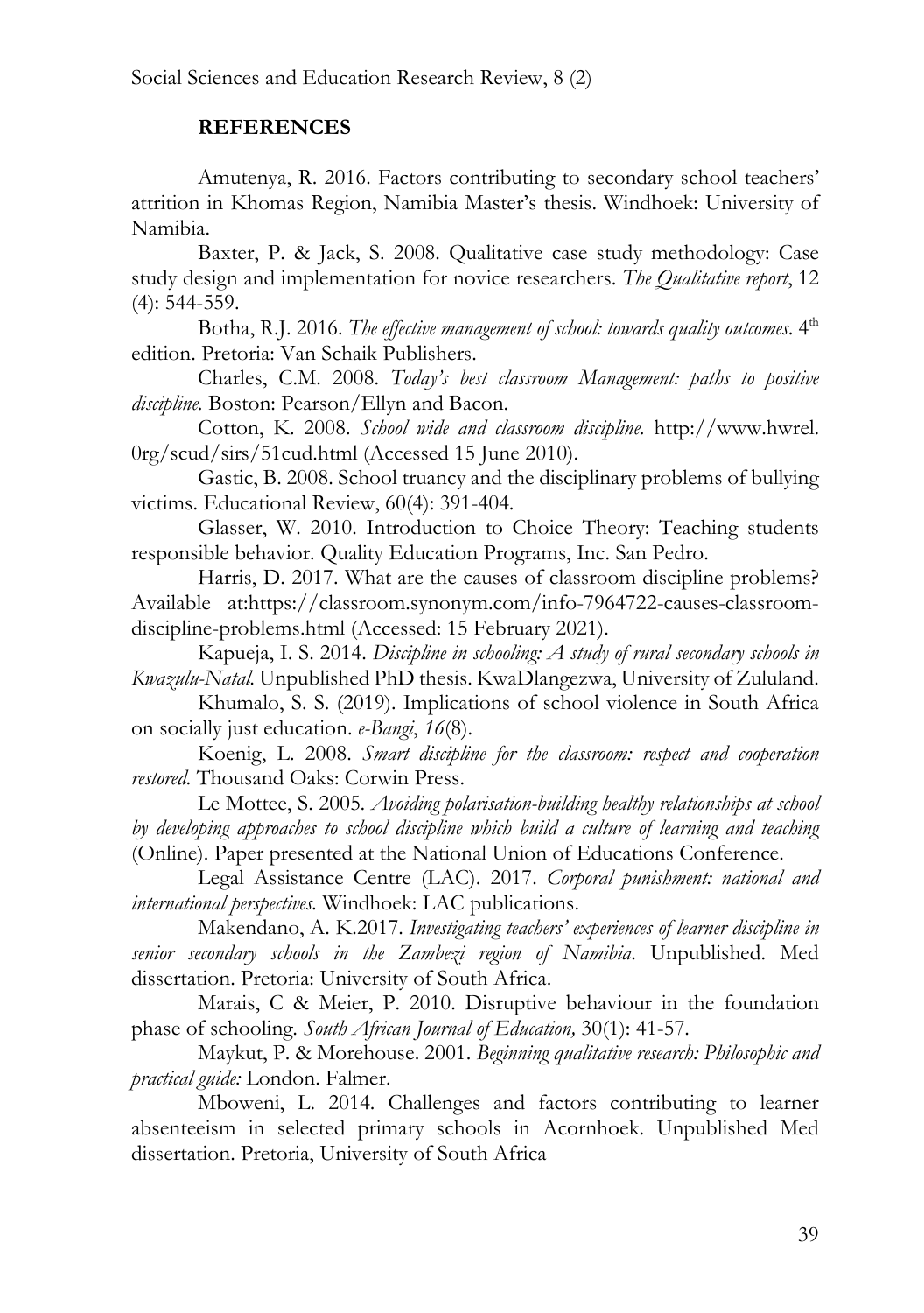## REFERENCES

Amutenya, R. 2016. Factors contributing to secondary school teachers' attrition in Khomas Region, Namibia Master's thesis. Windhoek: University of Namibia.

Baxter, P. & Jack, S. 2008. Qualitative case study methodology: Case study design and implementation for novice researchers. *The Qualitative report*, 12 (4): 544-559.

Botha, R.J. 2016. *The effective management of school: towards quality outcomes*. 4th edition. Pretoria: Van Schaik Publishers.

Charles, C.M. 2008. *Today's best classroom Management: paths to positive discipline*. Boston: Pearson/Ellyn and Bacon.

Cotton, K. 2008. *School wide and classroom discipline*. http://www.hwrel.0rg/scud/sirs/51cud.html (Accessed 15 June 2010).

Gastic, B. 2008. School truancy and the disciplinary problems of bullying victims. Educational Review, 60(4): 391-404.

Glasser, W. 2010. Introduction to Choice Theory: Teaching students responsible behavior. Quality Education Programs, Inc. San Pedro.

Harris, D. 2017. What are the causes of classroom discipline problems? Available at:https://classroom.synonym.com/info-7964722-causes-classroom-discipline-problems.html (Accessed: 15 February 2021).

Kapueja, I. S. 2014. *Discipline in schooling: A study of rural secondary schools in Kwazulu-Natal*. Unpublished PhD thesis. KwaDlangezwa, University of Zululand.

Khumalo, S. S. (2019). Implications of school violence in South Africa on socially just education. *e-Bangi*, *16*(8).

Koenig, L. 2008. *Smart discipline for the classroom: respect and cooperation restored*. Thousand Oaks: Corwin Press.

Le Mottee, S. 2005. *Avoiding polarisation-building healthy relationships at school by developing approaches to school discipline which build a culture of learning and teaching* (Online). Paper presented at the National Union of Educations Conference.

Legal Assistance Centre (LAC). 2017. *Corporal punishment: national and international perspectives*. Windhoek: LAC publications.

Makendano, A. K.2017. *Investigating teachers' experiences of learner discipline in senior secondary schools in the Zambezi region of Namibia*. Unpublished. Med dissertation. Pretoria: University of South Africa.

Marais, C & Meier, P. 2010. Disruptive behaviour in the foundation phase of schooling. *South African Journal of Education,* 30(1): 41-57.

Maykut, P. & Morehouse. 2001. *Beginning qualitative research: Philosophic and practical guide:* London. Falmer.

Mboweni, L. 2014. Challenges and factors contributing to learner absenteeism in selected primary schools in Acornhoek. Unpublished Med dissertation. Pretoria, University of South Africa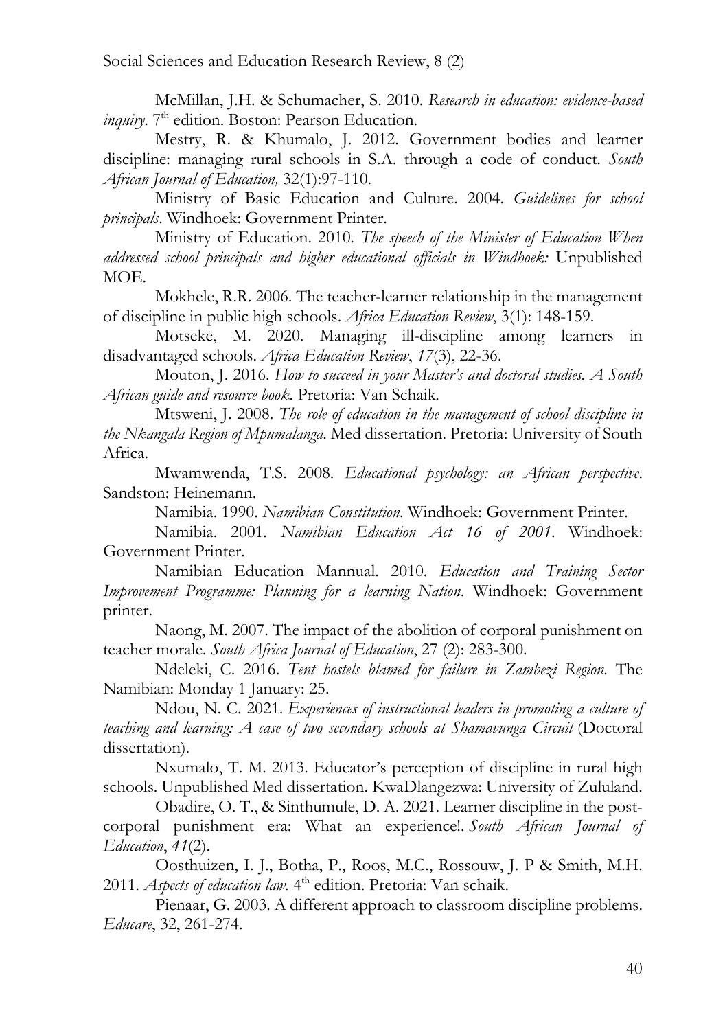McMillan, J.H. & Schumacher, S. 2010. *Research in education: evidence-based inquiry.* 7th edition. Boston: Pearson Education.

Mestry, R. & Khumalo, J. 2012. Government bodies and learner discipline: managing rural schools in S.A. through a code of conduct. *South African Journal of Education,* 32(1):97-110.

Ministry of Basic Education and Culture. 2004. *Guidelines for school principals*. Windhoek: Government Printer.

Ministry of Education. 2010. *The speech of the Minister of Education When addressed school principals and higher educational officials in Windhoek:* Unpublished MOE.

Mokhele, R.R. 2006. The teacher-learner relationship in the management of discipline in public high schools. *Africa Education Review*, 3(1): 148-159.

Motseke, M. 2020. Managing ill-discipline among learners in disadvantaged schools. *Africa Education Review*, *17*(3), 22-36.

Mouton, J. 2016. *How to succeed in your Master's and doctoral studies. A South African guide and resource book.* Pretoria: Van Schaik.

Mtsweni, J. 2008. *The role of education in the management of school discipline in the Nkangala Region of Mpumalanga*. Med dissertation. Pretoria: University of South Africa.

Mwamwenda, T.S. 2008. *Educational psychology: an African perspective*. Sandston: Heinemann.

Namibia. 1990. *Namibian Constitution*. Windhoek: Government Printer.

Namibia. 2001. *Namibian Education Act 16 of 2001*. Windhoek: Government Printer.

Namibian Education Mannual. 2010. *Education and Training Sector Improvement Programme: Planning for a learning Nation*. Windhoek: Government printer.

Naong, M. 2007. The impact of the abolition of corporal punishment on teacher morale. *South Africa Journal of Education*, 27 (2): 283-300.

Ndeleki, C. 2016. *Tent hostels blamed for failure in Zambezi Region*. The Namibian: Monday 1 January: 25.

Ndou, N. C. 2021. *Experiences of instructional leaders in promoting a culture of teaching and learning: A case of two secondary schools at Shamavunga Circuit* (Doctoral dissertation).

Nxumalo, T. M. 2013. Educator's perception of discipline in rural high schools. Unpublished Med dissertation. KwaDlangezwa: University of Zululand.

Obadire, O. T., & Sinthumule, D. A. 2021. Learner discipline in the post-corporal punishment era: What an experience!. *South African Journal of Education*, *41*(2).

Oosthuizen, I. J., Botha, P., Roos, M.C., Rossouw, J. P & Smith, M.H. 2011. *Aspects of education law.* 4th edition. Pretoria: Van schaik.

Pienaar, G. 2003. A different approach to classroom discipline problems. *Educare*, 32, 261-274.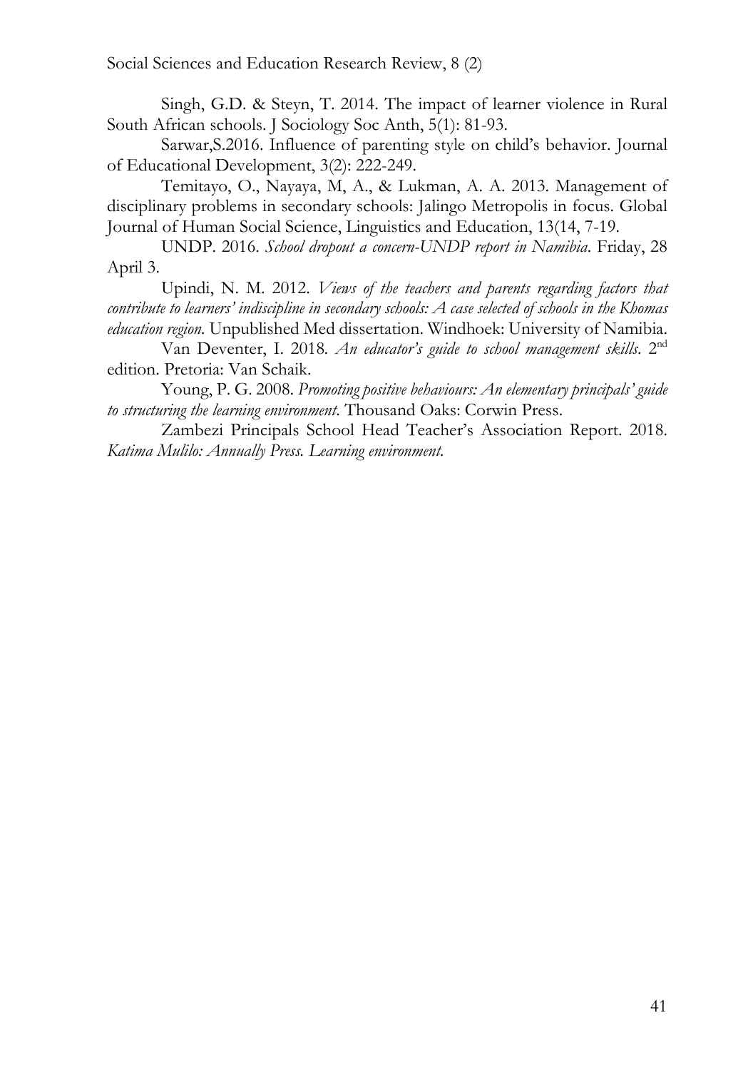Singh, G.D. & Steyn, T. 2014. The impact of learner violence in Rural South African schools. J Sociology Soc Anth, 5(1): 81-93.

Sarwar,S.2016. Influence of parenting style on child's behavior. Journal of Educational Development, 3(2): 222-249.

Temitayo, O., Nayaya, M, A., & Lukman, A. A. 2013. Management of disciplinary problems in secondary schools: Jalingo Metropolis in focus. Global Journal of Human Social Science, Linguistics and Education, 13(14, 7-19.

UNDP. 2016. *School dropout a concern-UNDP report in Namibia*. Friday, 28 April 3.

Upindi, N. M. 2012. *Views of the teachers and parents regarding factors that contribute to learners' indiscipline in secondary schools: A case selected of schools in the Khomas education region*. Unpublished Med dissertation. Windhoek: University of Namibia.

Van Deventer, I. 2018. *An educator's guide to school management skills*. 2nd edition. Pretoria: Van Schaik.

Young, P. G. 2008. *Promoting positive behaviours: An elementary principals' guide to structuring the learning environment*. Thousand Oaks: Corwin Press.

Zambezi Principals School Head Teacher's Association Report. 2018. *Katima Mulilo: Annually Press. Learning environment.*